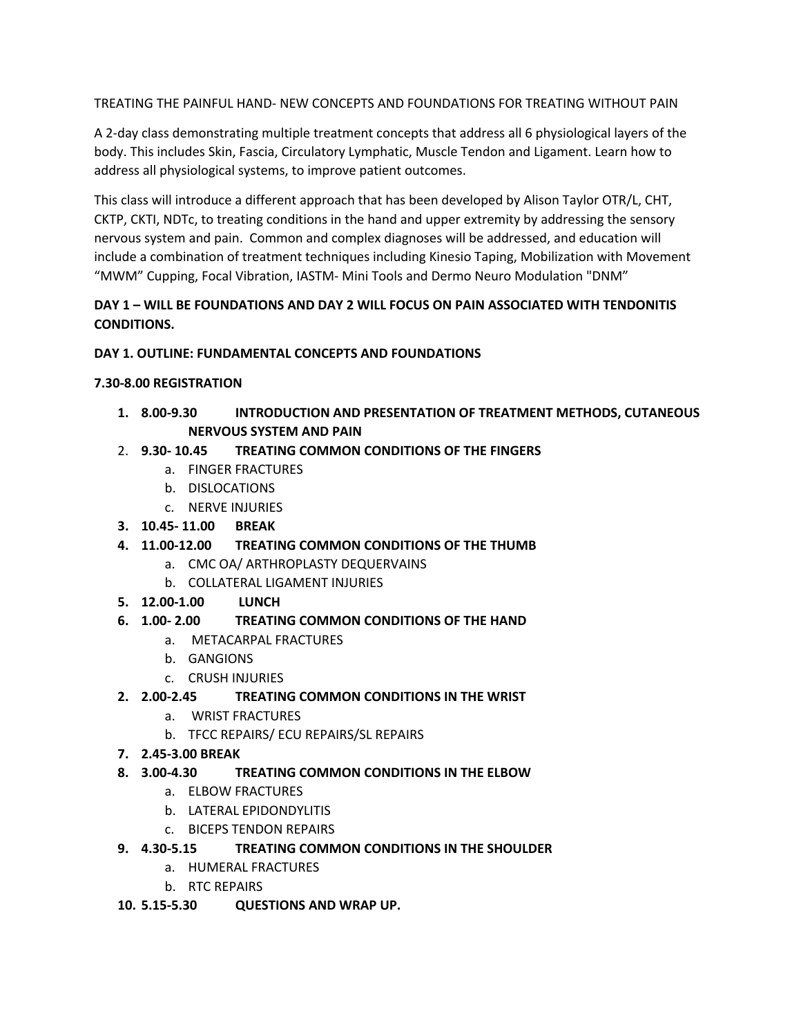TREATING THE PAINFUL HAND- NEW CONCEPTS AND FOUNDATIONS FOR TREATING WITHOUT PAIN

A 2-day class demonstrating multiple treatment concepts that address all 6 physiological layers of the body. This includes Skin, Fascia, Circulatory Lymphatic, Muscle Tendon and Ligament. Learn how to address all physiological systems, to improve patient outcomes.

This class will introduce a different approach that has been developed by Alison Taylor OTR/L, CHT, CKTP, CKTI, NDTc, to treating conditions in the hand and upper extremity by addressing the sensory nervous system and pain. Common and complex diagnoses will be addressed, and education will include a combination of treatment techniques including Kinesio Taping, Mobilization with Movement "MWM" Cupping, Focal Vibration, IASTM- Mini Tools and Dermo Neuro Modulation "DNM"

**DAY 1 – WILL BE FOUNDATIONS AND DAY 2 WILL FOCUS ON PAIN ASSOCIATED WITH TENDONITIS CONDITIONS.**

**DAY 1. OUTLINE: FUNDAMENTAL CONCEPTS AND FOUNDATIONS**

**7.30-8.00 REGISTRATION**

1. **8.00-9.30 INTRODUCTION AND PRESENTATION OF TREATMENT METHODS, CUTANEOUS NERVOUS SYSTEM AND PAIN**
2. **9.30- 10.45 TREATING COMMON CONDITIONS OF THE FINGERS**
   a. FINGER FRACTURES
   b. DISLOCATIONS
   c. NERVE INJURIES
3. **10.45- 11.00 BREAK**
4. **11.00-12.00 TREATING COMMON CONDITIONS OF THE THUMB**
   a. CMC OA/ ARTHROPLASTY DEQUERVAINS
   b. COLLATERAL LIGAMENT INJURIES
5. **12.00-1.00 LUNCH**
6. **1.00- 2.00 TREATING COMMON CONDITIONS OF THE HAND**
   a. METACARPAL FRACTURES
   b. GANGIONS
   c. CRUSH INJURIES
2. **2.00-2.45 TREATING COMMON CONDITIONS IN THE WRIST**
   a. WRIST FRACTURES
   b. TFCC REPAIRS/ ECU REPAIRS/SL REPAIRS
7. **2.45-3.00 BREAK**
8. **3.00-4.30 TREATING COMMON CONDITIONS IN THE ELBOW**
   a. ELBOW FRACTURES
   b. LATERAL EPIDONDYLITIS
   c. BICEPS TENDON REPAIRS
9. **4.30-5.15 TREATING COMMON CONDITIONS IN THE SHOULDER**
   a. HUMERAL FRACTURES
   b. RTC REPAIRS
10. **5.15-5.30 QUESTIONS AND WRAP UP.**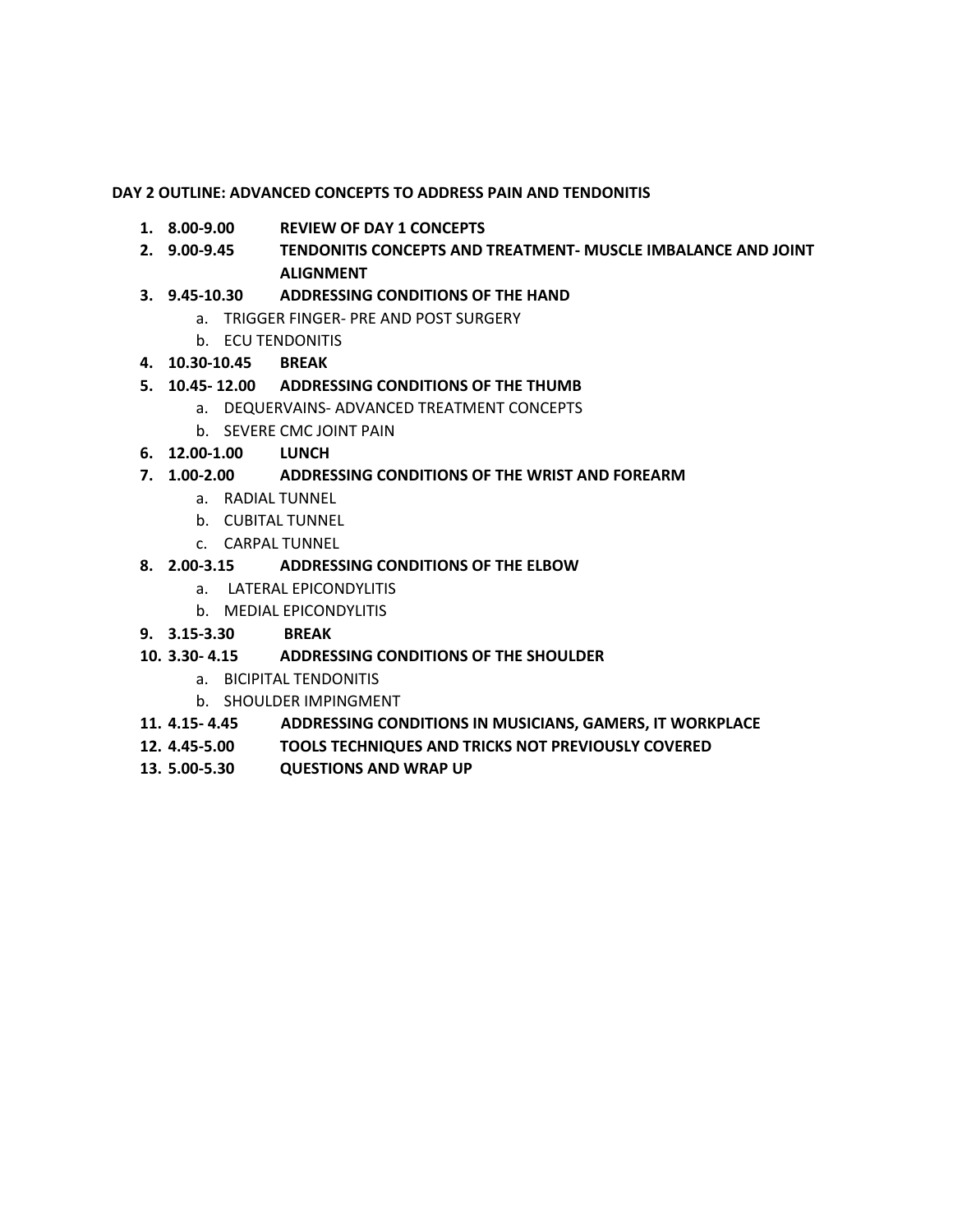**DAY 2 OUTLINE: ADVANCED CONCEPTS TO ADDRESS PAIN AND TENDONITIS**

1. **8.00-9.00 REVIEW OF DAY 1 CONCEPTS**
2. **9.00-9.45 TENDONITIS CONCEPTS AND TREATMENT- MUSCLE IMBALANCE AND JOINT ALIGNMENT**
3. **9.45-10.30 ADDRESSING CONDITIONS OF THE HAND**
   a. TRIGGER FINGER- PRE AND POST SURGERY
   b. ECU TENDONITIS
4. **10.30-10.45 BREAK**
5. **10.45- 12.00 ADDRESSING CONDITIONS OF THE THUMB**
   a. DEQUERVAINS- ADVANCED TREATMENT CONCEPTS
   b. SEVERE CMC JOINT PAIN
6. **12.00-1.00 LUNCH**
7. **1.00-2.00 ADDRESSING CONDITIONS OF THE WRIST AND FOREARM**
   a. RADIAL TUNNEL
   b. CUBITAL TUNNEL
   c. CARPAL TUNNEL
8. **2.00-3.15 ADDRESSING CONDITIONS OF THE ELBOW**
   a. LATERAL EPICONDYLITIS
   b. MEDIAL EPICONDYLITIS
9. **3.15-3.30 BREAK**
10. **3.30- 4.15 ADDRESSING CONDITIONS OF THE SHOULDER**
    a. BICIPITAL TENDONITIS
    b. SHOULDER IMPINGMENT
11. **4.15- 4.45 ADDRESSING CONDITIONS IN MUSICIANS, GAMERS, IT WORKPLACE**
12. **4.45-5.00 TOOLS TECHNIQUES AND TRICKS NOT PREVIOUSLY COVERED**
13. **5.00-5.30 QUESTIONS AND WRAP UP**